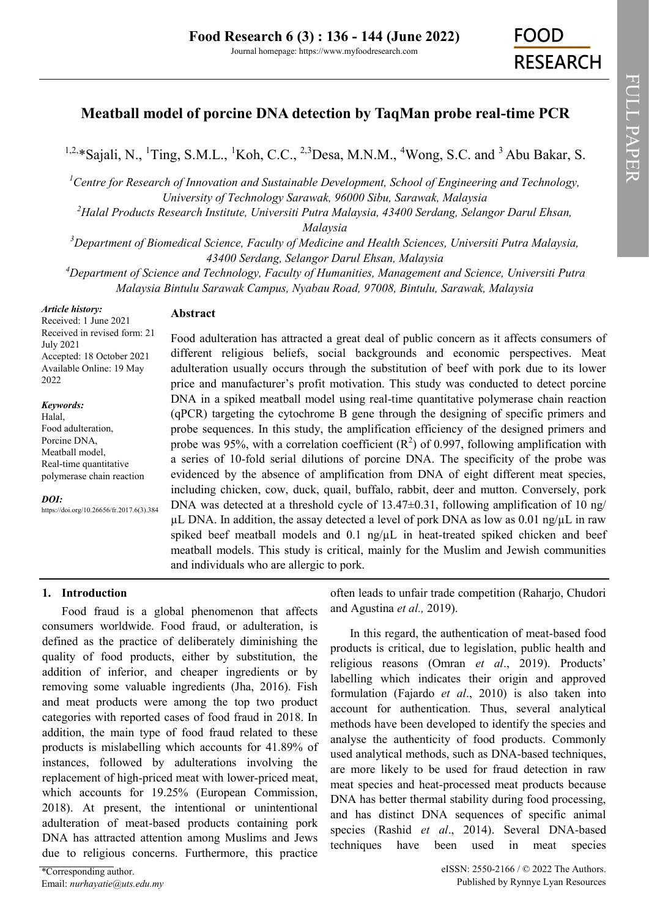# Meatball model of porcine DNA detection by TaqMan probe real-time PCR

[1,2,]*Sajali, N., [1]Ting, S.M.L., [1]Koh, C.C., [2,3]Desa, M.N.M., [4]Wong, S.C. and [3] Abu Bakar, S.

[1]*Centre for Research of Innovation and Sustainable Development, School of Engineering and Technology, University of Technology Sarawak, 96000 Sibu, Sarawak, Malaysia*

[2]*Halal Products Research Institute, Universiti Putra Malaysia, 43400 Serdang, Selangor Darul Ehsan, Malaysia*

[3]*Department of Biomedical Science, Faculty of Medicine and Health Sciences, Universiti Putra Malaysia, 43400 Serdang, Selangor Darul Ehsan, Malaysia*

[4]*Department of Science and Technology, Faculty of Humanities, Management and Science, Universiti Putra Malaysia Bintulu Sarawak Campus, Nyabau Road, 97008, Bintulu, Sarawak, Malaysia*

***Article history:***
Received: 1 June 2021
Received in revised form: 21 July 2021
Accepted: 18 October 2021
Available Online: 19 May 2022

***Keywords:***
Halal,
Food adulteration,
Porcine DNA,
Meatball model,
Real-time quantitative polymerase chain reaction

***DOI:***
https://doi.org/10.26656/fr.2017.6(3).384

## Abstract

Food adulteration has attracted a great deal of public concern as it affects consumers of different religious beliefs, social backgrounds and economic perspectives. Meat adulteration usually occurs through the substitution of beef with pork due to its lower price and manufacturer's profit motivation. This study was conducted to detect porcine DNA in a spiked meatball model using real-time quantitative polymerase chain reaction (qPCR) targeting the cytochrome B gene through the designing of specific primers and probe sequences. In this study, the amplification efficiency of the designed primers and probe was 95%, with a correlation coefficient ($R^2$) of 0.997, following amplification with a series of 10-fold serial dilutions of porcine DNA. The specificity of the probe was evidenced by the absence of amplification from DNA of eight different meat species, including chicken, cow, duck, quail, buffalo, rabbit, deer and mutton. Conversely, pork DNA was detected at a threshold cycle of 13.47±0.31, following amplification of 10 ng/µL DNA. In addition, the assay detected a level of pork DNA as low as 0.01 ng/µL in raw spiked beef meatball models and 0.1 ng/µL in heat-treated spiked chicken and beef meatball models. This study is critical, mainly for the Muslim and Jewish communities and individuals who are allergic to pork.

## 1. Introduction

Food fraud is a global phenomenon that affects consumers worldwide. Food fraud, or adulteration, is defined as the practice of deliberately diminishing the quality of food products, either by substitution, the addition of inferior, and cheaper ingredients or by removing some valuable ingredients (Jha, 2016). Fish and meat products were among the top two product categories with reported cases of food fraud in 2018. In addition, the main type of food fraud related to these products is mislabelling which accounts for 41.89% of instances, followed by adulterations involving the replacement of high-priced meat with lower-priced meat, which accounts for 19.25% (European Commission, 2018). At present, the intentional or unintentional adulteration of meat-based products containing pork DNA has attracted attention among Muslims and Jews due to religious concerns. Furthermore, this practice often leads to unfair trade competition (Raharjo, Chudori and Agustina *et al.,* 2019).

In this regard, the authentication of meat-based food products is critical, due to legislation, public health and religious reasons (Omran *et al*., 2019). Products' labelling which indicates their origin and approved formulation (Fajardo *et al*., 2010) is also taken into account for authentication. Thus, several analytical methods have been developed to identify the species and analyse the authenticity of food products. Commonly used analytical methods, such as DNA-based techniques, are more likely to be used for fraud detection in raw meat species and heat-processed meat products because DNA has better thermal stability during food processing, and has distinct DNA sequences of specific animal species (Rashid *et al*., 2014). Several DNA-based techniques have been used in meat species

*Corresponding author.
Email: *nurhayatie@uts.edu.my*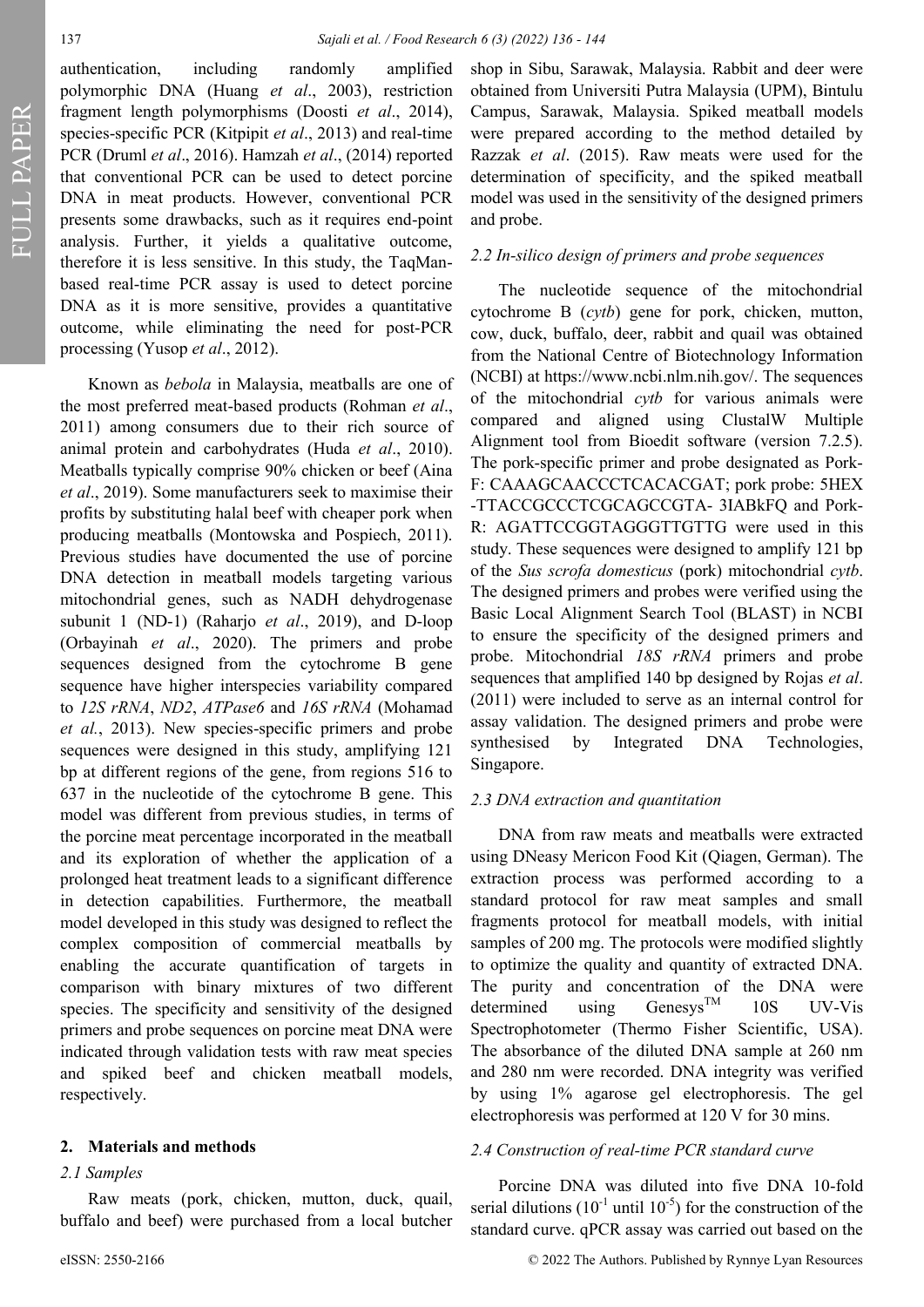authentication, including randomly amplified polymorphic DNA (Huang *et al*., 2003), restriction fragment length polymorphisms (Doosti *et al*., 2014), species-specific PCR (Kitpipit *et al*., 2013) and real-time PCR (Druml *et al*., 2016). Hamzah *et al*., (2014) reported that conventional PCR can be used to detect porcine DNA in meat products. However, conventional PCR presents some drawbacks, such as it requires end-point analysis. Further, it yields a qualitative outcome, therefore it is less sensitive. In this study, the TaqMan-based real-time PCR assay is used to detect porcine DNA as it is more sensitive, provides a quantitative outcome, while eliminating the need for post-PCR processing (Yusop *et al*., 2012).

Known as *bebola* in Malaysia, meatballs are one of the most preferred meat-based products (Rohman *et al*., 2011) among consumers due to their rich source of animal protein and carbohydrates (Huda *et al*., 2010). Meatballs typically comprise 90% chicken or beef (Aina *et al*., 2019). Some manufacturers seek to maximise their profits by substituting halal beef with cheaper pork when producing meatballs (Montowska and Pospiech, 2011). Previous studies have documented the use of porcine DNA detection in meatball models targeting various mitochondrial genes, such as NADH dehydrogenase subunit 1 (ND-1) (Raharjo *et al*., 2019), and D-loop (Orbayinah *et al*., 2020). The primers and probe sequences designed from the cytochrome B gene sequence have higher interspecies variability compared to *12S rRNA*, *ND2*, *ATPase6* and *16S rRNA* (Mohamad *et al.*, 2013). New species-specific primers and probe sequences were designed in this study, amplifying 121 bp at different regions of the gene, from regions 516 to 637 in the nucleotide of the cytochrome B gene. This model was different from previous studies, in terms of the porcine meat percentage incorporated in the meatball and its exploration of whether the application of a prolonged heat treatment leads to a significant difference in detection capabilities. Furthermore, the meatball model developed in this study was designed to reflect the complex composition of commercial meatballs by enabling the accurate quantification of targets in comparison with binary mixtures of two different species. The specificity and sensitivity of the designed primers and probe sequences on porcine meat DNA were indicated through validation tests with raw meat species and spiked beef and chicken meatball models, respectively.

## 2. Materials and methods

### 2.1 Samples

Raw meats (pork, chicken, mutton, duck, quail, buffalo and beef) were purchased from a local butcher shop in Sibu, Sarawak, Malaysia. Rabbit and deer were obtained from Universiti Putra Malaysia (UPM), Bintulu Campus, Sarawak, Malaysia. Spiked meatball models were prepared according to the method detailed by Razzak *et al*. (2015). Raw meats were used for the determination of specificity, and the spiked meatball model was used in the sensitivity of the designed primers and probe.

### 2.2 In-silico design of primers and probe sequences

The nucleotide sequence of the mitochondrial cytochrome B (*cytb*) gene for pork, chicken, mutton, cow, duck, buffalo, deer, rabbit and quail was obtained from the National Centre of Biotechnology Information (NCBI) at https://www.ncbi.nlm.nih.gov/. The sequences of the mitochondrial *cytb* for various animals were compared and aligned using ClustalW Multiple Alignment tool from Bioedit software (version 7.2.5). The pork-specific primer and probe designated as Pork-F: CAAAGCAACCCTCACACGAT; pork probe: 5HEX -TTACCGCCCTCGCAGCCGTA- 3IABkFQ and Pork-R: AGATTCCGGTAGGGTTGTTG were used in this study. These sequences were designed to amplify 121 bp of the *Sus scrofa domesticus* (pork) mitochondrial *cytb*. The designed primers and probes were verified using the Basic Local Alignment Search Tool (BLAST) in NCBI to ensure the specificity of the designed primers and probe. Mitochondrial *18S rRNA* primers and probe sequences that amplified 140 bp designed by Rojas *et al*. (2011) were included to serve as an internal control for assay validation. The designed primers and probe were synthesised by Integrated DNA Technologies, Singapore.

### 2.3 DNA extraction and quantitation

DNA from raw meats and meatballs were extracted using DNeasy Mericon Food Kit (Qiagen, German). The extraction process was performed according to a standard protocol for raw meat samples and small fragments protocol for meatball models, with initial samples of 200 mg. The protocols were modified slightly to optimize the quality and quantity of extracted DNA. The purity and concentration of the DNA were determined using Genesys$^{TM}$ 10S UV-Vis Spectrophotometer (Thermo Fisher Scientific, USA). The absorbance of the diluted DNA sample at 260 nm and 280 nm were recorded. DNA integrity was verified by using 1% agarose gel electrophoresis. The gel electrophoresis was performed at 120 V for 30 mins.

### 2.4 Construction of real-time PCR standard curve

Porcine DNA was diluted into five DNA 10-fold serial dilutions ($10^{-1}$ until $10^{-5}$) for the construction of the standard curve. qPCR assay was carried out based on the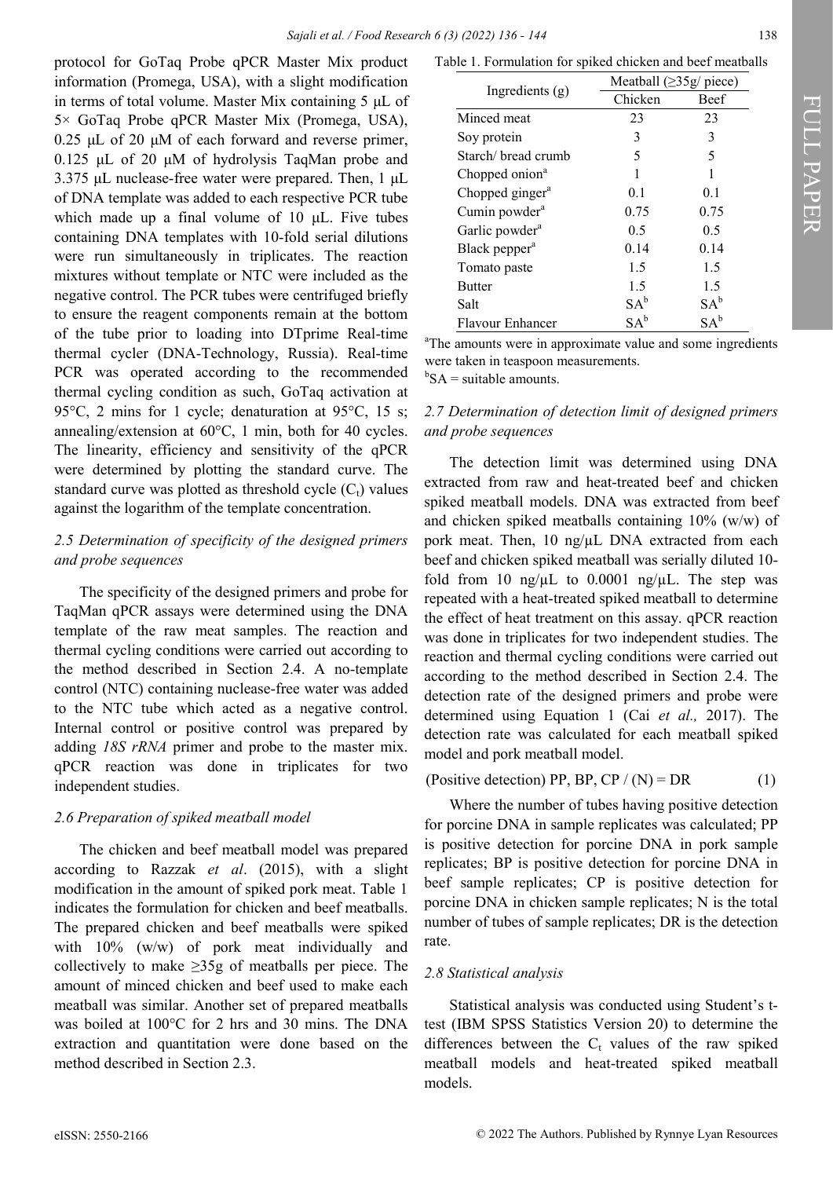protocol for GoTaq Probe qPCR Master Mix product information (Promega, USA), with a slight modification in terms of total volume. Master Mix containing 5 µL of 5× GoTaq Probe qPCR Master Mix (Promega, USA), 0.25 µL of 20 µM of each forward and reverse primer, 0.125 µL of 20 µM of hydrolysis TaqMan probe and 3.375 µL nuclease-free water were prepared. Then, 1 µL of DNA template was added to each respective PCR tube which made up a final volume of 10 µL. Five tubes containing DNA templates with 10-fold serial dilutions were run simultaneously in triplicates. The reaction mixtures without template or NTC were included as the negative control. The PCR tubes were centrifuged briefly to ensure the reagent components remain at the bottom of the tube prior to loading into DTprime Real-time thermal cycler (DNA-Technology, Russia). Real-time PCR was operated according to the recommended thermal cycling condition as such, GoTaq activation at 95°C, 2 mins for 1 cycle; denaturation at 95°C, 15 s; annealing/extension at 60°C, 1 min, both for 40 cycles. The linearity, efficiency and sensitivity of the qPCR were determined by plotting the standard curve. The standard curve was plotted as threshold cycle ($C_t$) values against the logarithm of the template concentration.

### 2.5 Determination of specificity of the designed primers and probe sequences

The specificity of the designed primers and probe for TaqMan qPCR assays were determined using the DNA template of the raw meat samples. The reaction and thermal cycling conditions were carried out according to the method described in Section 2.4. A no-template control (NTC) containing nuclease-free water was added to the NTC tube which acted as a negative control. Internal control or positive control was prepared by adding *18S rRNA* primer and probe to the master mix. qPCR reaction was done in triplicates for two independent studies.

### 2.6 Preparation of spiked meatball model

The chicken and beef meatball model was prepared according to Razzak *et al*. (2015), with a slight modification in the amount of spiked pork meat. Table 1 indicates the formulation for chicken and beef meatballs. The prepared chicken and beef meatballs were spiked with 10% (w/w) of pork meat individually and collectively to make ≥35g of meatballs per piece. The amount of minced chicken and beef used to make each meatball was similar. Another set of prepared meatballs was boiled at 100°C for 2 hrs and 30 mins. The DNA extraction and quantitation were done based on the method described in Section 2.3.

Table 1. Formulation for spiked chicken and beef meatballs

| Ingredients (g) | Meatball (≥35g/ piece) | |
|---|---|---|
| | Chicken | Beef |
| Minced meat | 23 | 23 |
| Soy protein | 3 | 3 |
| Starch/ bread crumb | 5 | 5 |
| Chopped onion[a] | 1 | 1 |
| Chopped ginger[a] | 0.1 | 0.1 |
| Cumin powder[a] | 0.75 | 0.75 |
| Garlic powder[a] | 0.5 | 0.5 |
| Black pepper[a] | 0.14 | 0.14 |
| Tomato paste | 1.5 | 1.5 |
| Butter | 1.5 | 1.5 |
| Salt | SA[b] | SA[b] |
| Flavour Enhancer | SA[b] | SA[b] |

[a]The amounts were in approximate value and some ingredients were taken in teaspoon measurements.
[b]SA = suitable amounts.

### 2.7 Determination of detection limit of designed primers and probe sequences

The detection limit was determined using DNA extracted from raw and heat-treated beef and chicken spiked meatball models. DNA was extracted from beef and chicken spiked meatballs containing 10% (w/w) of pork meat. Then, 10 ng/µL DNA extracted from each beef and chicken spiked meatball was serially diluted 10-fold from 10 ng/µL to 0.0001 ng/µL. The step was repeated with a heat-treated spiked meatball to determine the effect of heat treatment on this assay. qPCR reaction was done in triplicates for two independent studies. The reaction and thermal cycling conditions were carried out according to the method described in Section 2.4. The detection rate of the designed primers and probe were determined using Equation 1 (Cai *et al.,* 2017). The detection rate was calculated for each meatball spiked model and pork meatball model.

$$\text{(Positive detection) PP, BP, CP} / (N) = DR \quad (1)$$

Where the number of tubes having positive detection for porcine DNA in sample replicates was calculated; PP is positive detection for porcine DNA in pork sample replicates; BP is positive detection for porcine DNA in beef sample replicates; CP is positive detection for porcine DNA in chicken sample replicates; N is the total number of tubes of sample replicates; DR is the detection rate.

### 2.8 Statistical analysis

Statistical analysis was conducted using Student's t-test (IBM SPSS Statistics Version 20) to determine the differences between the $C_t$ values of the raw spiked meatball models and heat-treated spiked meatball models.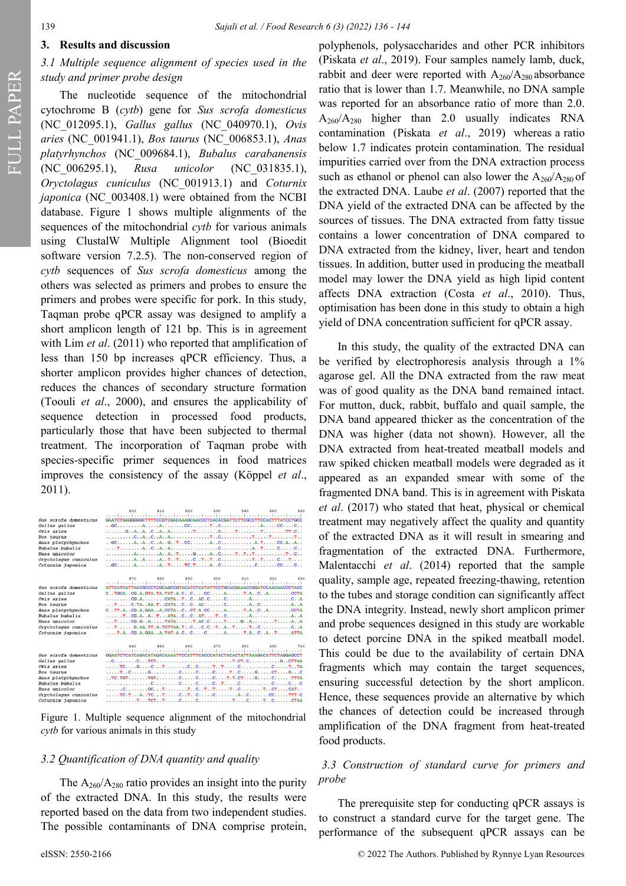## 3. Results and discussion

### 3.1 Multiple sequence alignment of species used in the study and primer probe design

The nucleotide sequence of the mitochondrial cytochrome B (*cytb*) gene for *Sus scrofa domesticus* (NC_012095.1), *Gallus gallus* (NC_040970.1), *Ovis aries* (NC_001941.1), *Bos taurus* (NC_006853.1), *Anas platyrhynchos* (NC_009684.1), *Bubalus carabanensis* (NC_006295.1), *Rusa unicolor* (NC_031835.1), *Oryctolagus cuniculus* (NC_001913.1) and *Coturnix japonica* (NC_003408.1) were obtained from the NCBI database. Figure 1 shows multiple alignments of the sequences of the mitochondrial *cytb* for various animals using ClustalW Multiple Alignment tool (Bioedit software version 7.2.5). The non-conserved region of *cytb* sequences of *Sus scrofa domesticus* among the others was selected as primers and probes to ensure the primers and probes were specific for pork. In this study, Taqman probe qPCR assay was designed to amplify a short amplicon length of 121 bp. This is in agreement with Lim *et al*. (2011) who reported that amplification of less than 150 bp increases qPCR efficiency. Thus, a shorter amplicon provides higher chances of detection, reduces the chances of secondary structure formation (Toouli *et al*., 2000), and ensures the applicability of sequence detection in processed food products, particularly those that have been subjected to thermal treatment. The incorporation of Taqman probe with species-specific primer sequences in food matrices improves the consistency of the assay (Köppel *et al*., 2011).

Figure 1. Multiple sequence alignment of the mitochondrial *cytb* for various animals in this study

### 3.2 Quantification of DNA quantity and quality

The $A_{260}/A_{280}$ ratio provides an insight into the purity of the extracted DNA. In this study, the results were reported based on the data from two independent studies. The possible contaminants of DNA comprise protein, polyphenols, polysaccharides and other PCR inhibitors (Piskata *et al*., 2019). Four samples namely lamb, duck, rabbit and deer were reported with $A_{260}/A_{280}$ absorbance ratio that is lower than 1.7. Meanwhile, no DNA sample was reported for an absorbance ratio of more than 2.0. $A_{260}/A_{280}$ higher than 2.0 usually indicates RNA contamination (Piskata *et al*., 2019) whereas a ratio below 1.7 indicates protein contamination. The residual impurities carried over from the DNA extraction process such as ethanol or phenol can also lower the $A_{260}/A_{280}$ of the extracted DNA. Laube *et al*. (2007) reported that the DNA yield of the extracted DNA can be affected by the sources of tissues. The DNA extracted from fatty tissue contains a lower concentration of DNA compared to DNA extracted from the kidney, liver, heart and tendon tissues. In addition, butter used in producing the meatball model may lower the DNA yield as high lipid content affects DNA extraction (Costa *et al*., 2010). Thus, optimisation has been done in this study to obtain a high yield of DNA concentration sufficient for qPCR assay.

In this study, the quality of the extracted DNA can be verified by electrophoresis analysis through a 1% agarose gel. All the DNA extracted from the raw meat was of good quality as the DNA band remained intact. For mutton, duck, rabbit, buffalo and quail sample, the DNA band appeared thicker as the concentration of the DNA was higher (data not shown). However, all the DNA extracted from heat-treated meatball models and raw spiked chicken meatball models were degraded as it appeared as an expanded smear with some of the fragmented DNA band. This is in agreement with Piskata *et al*. (2017) who stated that heat, physical or chemical treatment may negatively affect the quality and quantity of the extracted DNA as it will result in smearing and fragmentation of the extracted DNA. Furthermore, Malentacchi *et al*. (2014) reported that the sample quality, sample age, repeated freezing-thawing, retention to the tubes and storage condition can significantly affect the DNA integrity. Instead, newly short amplicon primer and probe sequences designed in this study are workable to detect porcine DNA in the spiked meatball model. This could be due to the availability of certain DNA fragments which may contain the target sequences, ensuring successful detection by the short amplicon. Hence, these sequences provide an alternative by which the chances of detection could be increased through amplification of the DNA fragment from heat-treated food products.

### 3.3 Construction of standard curve for primers and probe

The prerequisite step for conducting qPCR assays is to construct a standard curve for the target gene. The performance of the subsequent qPCR assays can be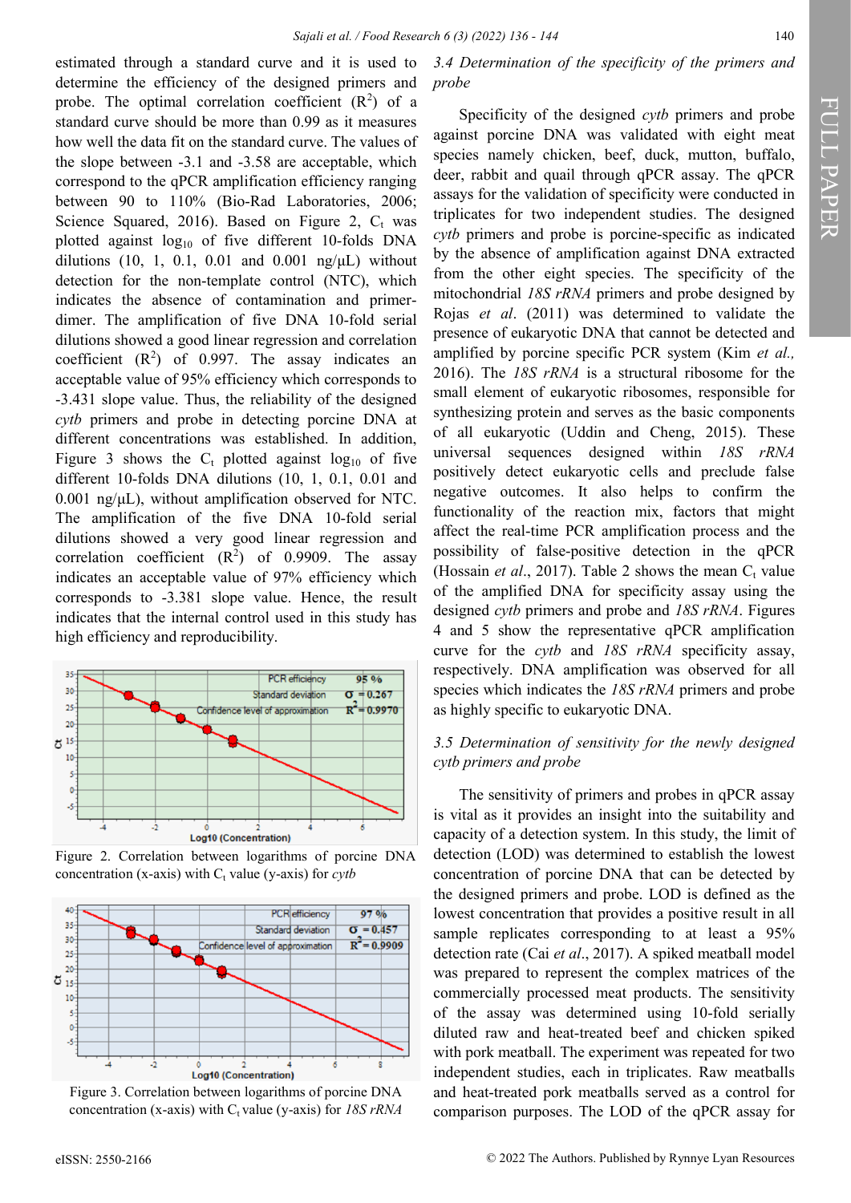estimated through a standard curve and it is used to determine the efficiency of the designed primers and probe. The optimal correlation coefficient ($R^2$) of a standard curve should be more than 0.99 as it measures how well the data fit on the standard curve. The values of the slope between -3.1 and -3.58 are acceptable, which correspond to the qPCR amplification efficiency ranging between 90 to 110% (Bio-Rad Laboratories, 2006; Science Squared, 2016). Based on Figure 2, $C_t$ was plotted against $\log_{10}$ of five different 10-folds DNA dilutions (10, 1, 0.1, 0.01 and 0.001 ng/µL) without detection for the non-template control (NTC), which indicates the absence of contamination and primer-dimer. The amplification of five DNA 10-fold serial dilutions showed a good linear regression and correlation coefficient ($R^2$) of 0.997. The assay indicates an acceptable value of 95% efficiency which corresponds to -3.431 slope value. Thus, the reliability of the designed *cytb* primers and probe in detecting porcine DNA at different concentrations was established. In addition, Figure 3 shows the $C_t$ plotted against $\log_{10}$ of five different 10-folds DNA dilutions (10, 1, 0.1, 0.01 and 0.001 ng/µL), without amplification observed for NTC. The amplification of the five DNA 10-fold serial dilutions showed a very good linear regression and correlation coefficient ($R^2$) of 0.9909. The assay indicates an acceptable value of 97% efficiency which corresponds to -3.381 slope value. Hence, the result indicates that the internal control used in this study has high efficiency and reproducibility.

Figure 2. Correlation between logarithms of porcine DNA concentration (x-axis) with $C_t$ value (y-axis) for *cytb*

Figure 3. Correlation between logarithms of porcine DNA concentration (x-axis) with $C_t$ value (y-axis) for *18S rRNA*

### 3.4 Determination of the specificity of the primers and probe

Specificity of the designed *cytb* primers and probe against porcine DNA was validated with eight meat species namely chicken, beef, duck, mutton, buffalo, deer, rabbit and quail through qPCR assay. The qPCR assays for the validation of specificity were conducted in triplicates for two independent studies. The designed *cytb* primers and probe is porcine-specific as indicated by the absence of amplification against DNA extracted from the other eight species. The specificity of the mitochondrial *18S rRNA* primers and probe designed by Rojas *et al*. (2011) was determined to validate the presence of eukaryotic DNA that cannot be detected and amplified by porcine specific PCR system (Kim *et al.,* 2016). The *18S rRNA* is a structural ribosome for the small element of eukaryotic ribosomes, responsible for synthesizing protein and serves as the basic components of all eukaryotic (Uddin and Cheng, 2015). These universal sequences designed within *18S rRNA* positively detect eukaryotic cells and preclude false negative outcomes. It also helps to confirm the functionality of the reaction mix, factors that might affect the real-time PCR amplification process and the possibility of false-positive detection in the qPCR (Hossain *et al*., 2017). Table 2 shows the mean $C_t$ value of the amplified DNA for specificity assay using the designed *cytb* primers and probe and *18S rRNA*. Figures 4 and 5 show the representative qPCR amplification curve for the *cytb* and *18S rRNA* specificity assay, respectively. DNA amplification was observed for all species which indicates the *18S rRNA* primers and probe as highly specific to eukaryotic DNA.

### 3.5 Determination of sensitivity for the newly designed cytb primers and probe

The sensitivity of primers and probes in qPCR assay is vital as it provides an insight into the suitability and capacity of a detection system. In this study, the limit of detection (LOD) was determined to establish the lowest concentration of porcine DNA that can be detected by the designed primers and probe. LOD is defined as the lowest concentration that provides a positive result in all sample replicates corresponding to at least a 95% detection rate (Cai *et al*., 2017). A spiked meatball model was prepared to represent the complex matrices of the commercially processed meat products. The sensitivity of the assay was determined using 10-fold serially diluted raw and heat-treated beef and chicken spiked with pork meatball. The experiment was repeated for two independent studies, each in triplicates. Raw meatballs and heat-treated pork meatballs served as a control for comparison purposes. The LOD of the qPCR assay for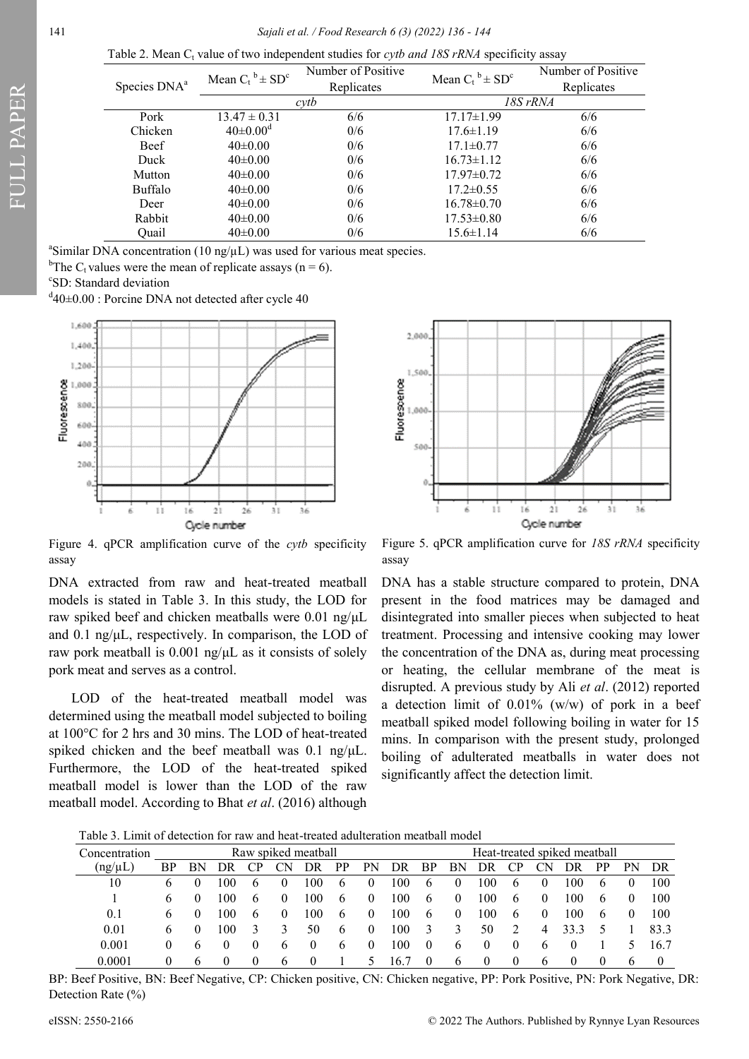Table 2. Mean $C_t$ value of two independent studies for *cytb and 18S rRNA* specificity assay

| Species DNA[a] | Mean $C_t$ [b] ± SD[c] | Number of Positive Replicates | Mean $C_t$ [b] ± SD[c] | Number of Positive Replicates |
|---|---|---|---|---|
| | *cytb* | | *18S rRNA* | |
| Pork | 13.47 ± 0.31 | 6/6 | 17.17±1.99 | 6/6 |
| Chicken | 40±0.00[d] | 0/6 | 17.6±1.19 | 6/6 |
| Beef | 40±0.00 | 0/6 | 17.1±0.77 | 6/6 |
| Duck | 40±0.00 | 0/6 | 16.73±1.12 | 6/6 |
| Mutton | 40±0.00 | 0/6 | 17.97±0.72 | 6/6 |
| Buffalo | 40±0.00 | 0/6 | 17.2±0.55 | 6/6 |
| Deer | 40±0.00 | 0/6 | 16.78±0.70 | 6/6 |
| Rabbit | 40±0.00 | 0/6 | 17.53±0.80 | 6/6 |
| Quail | 40±0.00 | 0/6 | 15.6±1.14 | 6/6 |

[a]Similar DNA concentration (10 ng/μL) was used for various meat species.
[b]The $C_t$ values were the mean of replicate assays (n = 6).
[c]SD: Standard deviation
[d]40±0.00 : Porcine DNA not detected after cycle 40

Figure 4. qPCR amplification curve of the *cytb* specificity assay

Figure 5. qPCR amplification curve for *18S rRNA* specificity assay

DNA extracted from raw and heat-treated meatball models is stated in Table 3. In this study, the LOD for raw spiked beef and chicken meatballs were 0.01 ng/μL and 0.1 ng/μL, respectively. In comparison, the LOD of raw pork meatball is 0.001 ng/μL as it consists of solely pork meat and serves as a control.

LOD of the heat-treated meatball model was determined using the meatball model subjected to boiling at 100°C for 2 hrs and 30 mins. The LOD of heat-treated spiked chicken and the beef meatball was 0.1 ng/μL. Furthermore, the LOD of the heat-treated spiked meatball model is lower than the LOD of the raw meatball model. According to Bhat *et al*. (2016) although DNA has a stable structure compared to protein, DNA present in the food matrices may be damaged and disintegrated into smaller pieces when subjected to heat treatment. Processing and intensive cooking may lower the concentration of the DNA as, during meat processing or heating, the cellular membrane of the meat is disrupted. A previous study by Ali *et al*. (2012) reported a detection limit of 0.01% (w/w) of pork in a beef meatball spiked model following boiling in water for 15 mins. In comparison with the present study, prolonged boiling of adulterated meatballs in water does not significantly affect the detection limit.

Table 3. Limit of detection for raw and heat-treated adulteration meatball model

| Concentration (ng/μL) | Raw spiked meatball | | | | | | | | | Heat-treated spiked meatball | | | | | | | | |
|---|---|---|---|---|---|---|---|---|---|---|---|---|---|---|---|---|---|---|
| | BP | BN | DR | CP | CN | DR | PP | PN | DR | BP | BN | DR | CP | CN | DR | PP | PN | DR |
| 10 | 6 | 0 | 100 | 6 | 0 | 100 | 6 | 0 | 100 | 6 | 0 | 100 | 6 | 0 | 100 | 6 | 0 | 100 |
| 1 | 6 | 0 | 100 | 6 | 0 | 100 | 6 | 0 | 100 | 6 | 0 | 100 | 6 | 0 | 100 | 6 | 0 | 100 |
| 0.1 | 6 | 0 | 100 | 6 | 0 | 100 | 6 | 0 | 100 | 6 | 0 | 100 | 6 | 0 | 100 | 6 | 0 | 100 |
| 0.01 | 6 | 0 | 100 | 3 | 3 | 50 | 6 | 0 | 100 | 3 | 3 | 50 | 2 | 4 | 33.3 | 5 | 1 | 83.3 |
| 0.001 | 0 | 6 | 0 | 0 | 6 | 0 | 6 | 0 | 100 | 0 | 6 | 0 | 0 | 6 | 0 | 1 | 5 | 16.7 |
| 0.0001 | 0 | 6 | 0 | 0 | 6 | 0 | 1 | 5 | 16.7 | 0 | 6 | 0 | 0 | 6 | 0 | 0 | 6 | 0 |

BP: Beef Positive, BN: Beef Negative, CP: Chicken positive, CN: Chicken negative, PP: Pork Positive, PN: Pork Negative, DR: Detection Rate (%)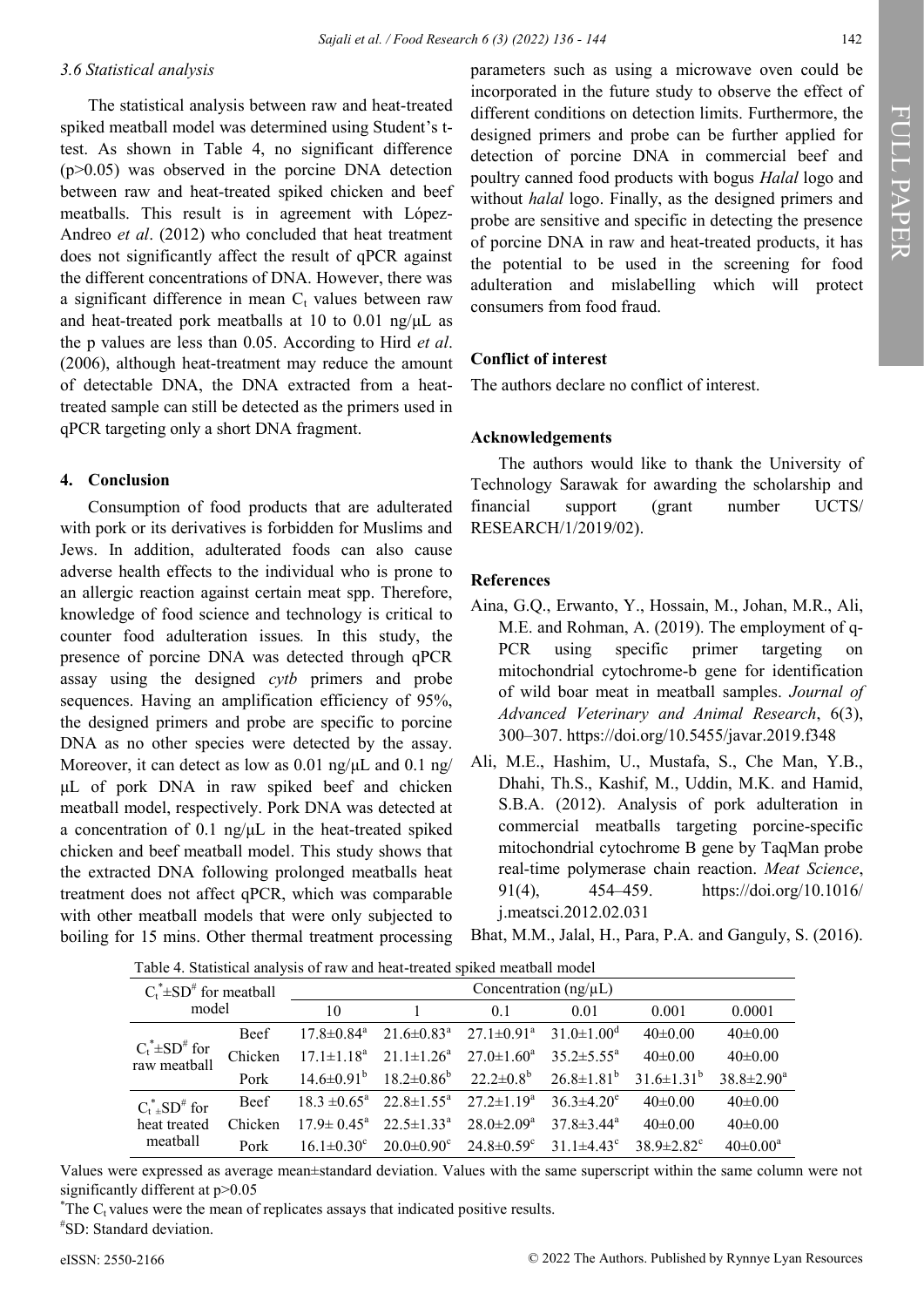### 3.6 Statistical analysis

The statistical analysis between raw and heat-treated spiked meatball model was determined using Student's t-test. As shown in Table 4, no significant difference ($p > 0.05$) was observed in the porcine DNA detection between raw and heat-treated spiked chicken and beef meatballs. This result is in agreement with López-Andreo *et al*. (2012) who concluded that heat treatment does not significantly affect the result of qPCR against the different concentrations of DNA. However, there was a significant difference in mean $C_t$ values between raw and heat-treated pork meatballs at 10 to 0.01 ng/μL as the p values are less than 0.05. According to Hird *et al*. (2006), although heat-treatment may reduce the amount of detectable DNA, the DNA extracted from a heat-treated sample can still be detected as the primers used in qPCR targeting only a short DNA fragment.

## 4. Conclusion

Consumption of food products that are adulterated with pork or its derivatives is forbidden for Muslims and Jews. In addition, adulterated foods can also cause adverse health effects to the individual who is prone to an allergic reaction against certain meat spp. Therefore, knowledge of food science and technology is critical to counter food adulteration issues. In this study, the presence of porcine DNA was detected through qPCR assay using the designed *cytb* primers and probe sequences. Having an amplification efficiency of 95%, the designed primers and probe are specific to porcine DNA as no other species were detected by the assay. Moreover, it can detect as low as 0.01 ng/μL and 0.1 ng/μL of pork DNA in raw spiked beef and chicken meatball model, respectively. Pork DNA was detected at a concentration of 0.1 ng/μL in the heat-treated spiked chicken and beef meatball model. This study shows that the extracted DNA following prolonged meatballs heat treatment does not affect qPCR, which was comparable with other meatball models that were only subjected to boiling for 15 mins. Other thermal treatment processing parameters such as using a microwave oven could be incorporated in the future study to observe the effect of different conditions on detection limits. Furthermore, the designed primers and probe can be further applied for detection of porcine DNA in commercial beef and poultry canned food products with bogus *Halal* logo and without *halal* logo. Finally, as the designed primers and probe are sensitive and specific in detecting the presence of porcine DNA in raw and heat-treated products, it has the potential to be used in the screening for food adulteration and mislabelling which will protect consumers from food fraud.

**Conflict of interest**

The authors declare no conflict of interest.

**Acknowledgements**

The authors would like to thank the University of Technology Sarawak for awarding the scholarship and financial support (grant number UCTS/RESEARCH/1/2019/02).

**References**

Aina, G.Q., Erwanto, Y., Hossain, M., Johan, M.R., Ali, M.E. and Rohman, A. (2019). The employment of q-PCR using specific primer targeting on mitochondrial cytochrome-b gene for identification of wild boar meat in meatball samples. *Journal of Advanced Veterinary and Animal Research*, 6(3), 300–307. https://doi.org/10.5455/javar.2019.f348

Ali, M.E., Hashim, U., Mustafa, S., Che Man, Y.B., Dhahi, Th.S., Kashif, M., Uddin, M.K. and Hamid, S.B.A. (2012). Analysis of pork adulteration in commercial meatballs targeting porcine-specific mitochondrial cytochrome B gene by TaqMan probe real-time polymerase chain reaction. *Meat Science*, 91(4), 454–459. https://doi.org/10.1016/j.meatsci.2012.02.031

Bhat, M.M., Jalal, H., Para, P.A. and Ganguly, S. (2016).

Table 4. Statistical analysis of raw and heat-treated spiked meatball model

| $C_t^*$±SD[#] for meatball model | | Concentration (ng/μL) | | | | | |
|---|---|---|---|---|---|---|---|
| | | 10 | 1 | 0.1 | 0.01 | 0.001 | 0.0001 |
| $C_t^*$±SD[#] for raw meatball | Beef | 17.8±0.84[a] | 21.6±0.83[a] | 27.1±0.91[a] | 31.0±1.00[d] | 40±0.00 | 40±0.00 |
| | Chicken | 17.1±1.18[a] | 21.1±1.26[a] | 27.0±1.60[a] | 35.2±5.55[a] | 40±0.00 | 40±0.00 |
| | Pork | 14.6±0.91[b] | 18.2±0.86[b] | 22.2±0.8[b] | 26.8±1.81[b] | 31.6±1.31[b] | 38.8±2.90[a] |
| $C_t^*$±SD[#] for heat treated meatball | Beef | 18.3 ±0.65[a] | 22.8±1.55[a] | 27.2±1.19[a] | 36.3±4.20[e] | 40±0.00 | 40±0.00 |
| | Chicken | 17.9± 0.45[a] | 22.5±1.33[a] | 28.0±2.09[a] | 37.8±3.44[a] | 40±0.00 | 40±0.00 |
| | Pork | 16.1±0.30[c] | 20.0±0.90[c] | 24.8±0.59[c] | 31.1±4.43[c] | 38.9±2.82[c] | 40±0.00[a] |

Values were expressed as average mean±standard deviation. Values with the same superscript within the same column were not significantly different at $p > 0.05$

*The $C_t$ values were the mean of replicates assays that indicated positive results.

#SD: Standard deviation.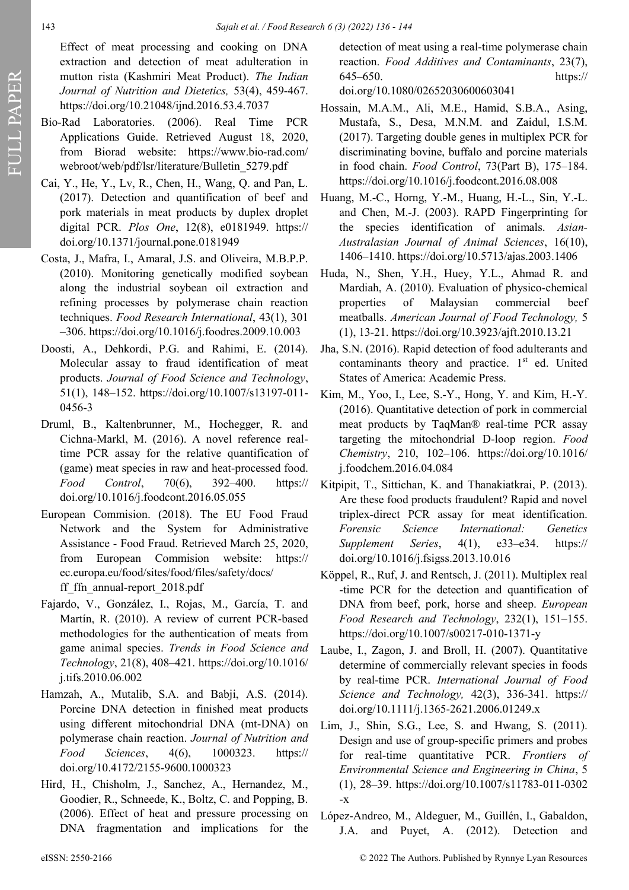Effect of meat processing and cooking on DNA extraction and detection of meat adulteration in mutton rista (Kashmiri Meat Product). *The Indian Journal of Nutrition and Dietetics,* 53(4), 459-467. https://doi.org/10.21048/ijnd.2016.53.4.7037

Bio-Rad Laboratories. (2006). Real Time PCR Applications Guide. Retrieved August 18, 2020, from Biorad website: https://www.bio-rad.com/webroot/web/pdf/lsr/literature/Bulletin_5279.pdf

Cai, Y., He, Y., Lv, R., Chen, H., Wang, Q. and Pan, L. (2017). Detection and quantification of beef and pork materials in meat products by duplex droplet digital PCR. *Plos One*, 12(8), e0181949. https://doi.org/10.1371/journal.pone.0181949

Costa, J., Mafra, I., Amaral, J.S. and Oliveira, M.B.P.P. (2010). Monitoring genetically modified soybean along the industrial soybean oil extraction and refining processes by polymerase chain reaction techniques. *Food Research International*, 43(1), 301–306. https://doi.org/10.1016/j.foodres.2009.10.003

Doosti, A., Dehkordi, P.G. and Rahimi, E. (2014). Molecular assay to fraud identification of meat products. *Journal of Food Science and Technology*, 51(1), 148–152. https://doi.org/10.1007/s13197-011-0456-3

Druml, B., Kaltenbrunner, M., Hochegger, R. and Cichna-Markl, M. (2016). A novel reference real-time PCR assay for the relative quantification of (game) meat species in raw and heat-processed food. *Food Control*, 70(6), 392–400. https://doi.org/10.1016/j.foodcont.2016.05.055

European Commision. (2018). The EU Food Fraud Network and the System for Administrative Assistance - Food Fraud. Retrieved March 25, 2020, from European Commision website: https://ec.europa.eu/food/sites/food/files/safety/docs/ff_ffn_annual-report_2018.pdf

Fajardo, V., González, I., Rojas, M., García, T. and Martín, R. (2010). A review of current PCR-based methodologies for the authentication of meats from game animal species. *Trends in Food Science and Technology*, 21(8), 408–421. https://doi.org/10.1016/j.tifs.2010.06.002

Hamzah, A., Mutalib, S.A. and Babji, A.S. (2014). Porcine DNA detection in finished meat products using different mitochondrial DNA (mt-DNA) on polymerase chain reaction. *Journal of Nutrition and Food Sciences*, 4(6), 1000323. https://doi.org/10.4172/2155-9600.1000323

Hird, H., Chisholm, J., Sanchez, A., Hernandez, M., Goodier, R., Schneede, K., Boltz, C. and Popping, B. (2006). Effect of heat and pressure processing on DNA fragmentation and implications for the detection of meat using a real-time polymerase chain reaction. *Food Additives and Contaminants*, 23(7), 645–650. https://doi.org/10.1080/02652030600603041

Hossain, M.A.M., Ali, M.E., Hamid, S.B.A., Asing, Mustafa, S., Desa, M.N.M. and Zaidul, I.S.M. (2017). Targeting double genes in multiplex PCR for discriminating bovine, buffalo and porcine materials in food chain. *Food Control*, 73(Part B), 175–184. https://doi.org/10.1016/j.foodcont.2016.08.008

Huang, M.-C., Horng, Y.-M., Huang, H.-L., Sin, Y.-L. and Chen, M.-J. (2003). RAPD Fingerprinting for the species identification of animals. *Asian-Australasian Journal of Animal Sciences*, 16(10), 1406–1410. https://doi.org/10.5713/ajas.2003.1406

Huda, N., Shen, Y.H., Huey, Y.L., Ahmad R. and Mardiah, A. (2010). Evaluation of physico-chemical properties of Malaysian commercial beef meatballs. *American Journal of Food Technology,* 5 (1), 13-21. https://doi.org/10.3923/ajft.2010.13.21

Jha, S.N. (2016). Rapid detection of food adulterants and contaminants theory and practice. 1st ed. United States of America: Academic Press.

Kim, M., Yoo, I., Lee, S.-Y., Hong, Y. and Kim, H.-Y. (2016). Quantitative detection of pork in commercial meat products by TaqMan® real-time PCR assay targeting the mitochondrial D-loop region. *Food Chemistry*, 210, 102–106. https://doi.org/10.1016/j.foodchem.2016.04.084

Kitpipit, T., Sittichan, K. and Thanakiatkrai, P. (2013). Are these food products fraudulent? Rapid and novel triplex-direct PCR assay for meat identification. *Forensic Science International: Genetics Supplement Series*, 4(1), e33–e34. https://doi.org/10.1016/j.fsigss.2013.10.016

Köppel, R., Ruf, J. and Rentsch, J. (2011). Multiplex real-time PCR for the detection and quantification of DNA from beef, pork, horse and sheep. *European Food Research and Technology*, 232(1), 151–155. https://doi.org/10.1007/s00217-010-1371-y

Laube, I., Zagon, J. and Broll, H. (2007). Quantitative determine of commercially relevant species in foods by real-time PCR. *International Journal of Food Science and Technology,* 42(3), 336-341. https://doi.org/10.1111/j.1365-2621.2006.01249.x

Lim, J., Shin, S.G., Lee, S. and Hwang, S. (2011). Design and use of group-specific primers and probes for real-time quantitative PCR. *Frontiers of Environmental Science and Engineering in China*, 5 (1), 28–39. https://doi.org/10.1007/s11783-011-0302-x

López-Andreo, M., Aldeguer, M., Guillén, I., Gabaldon, J.A. and Puyet, A. (2012). Detection and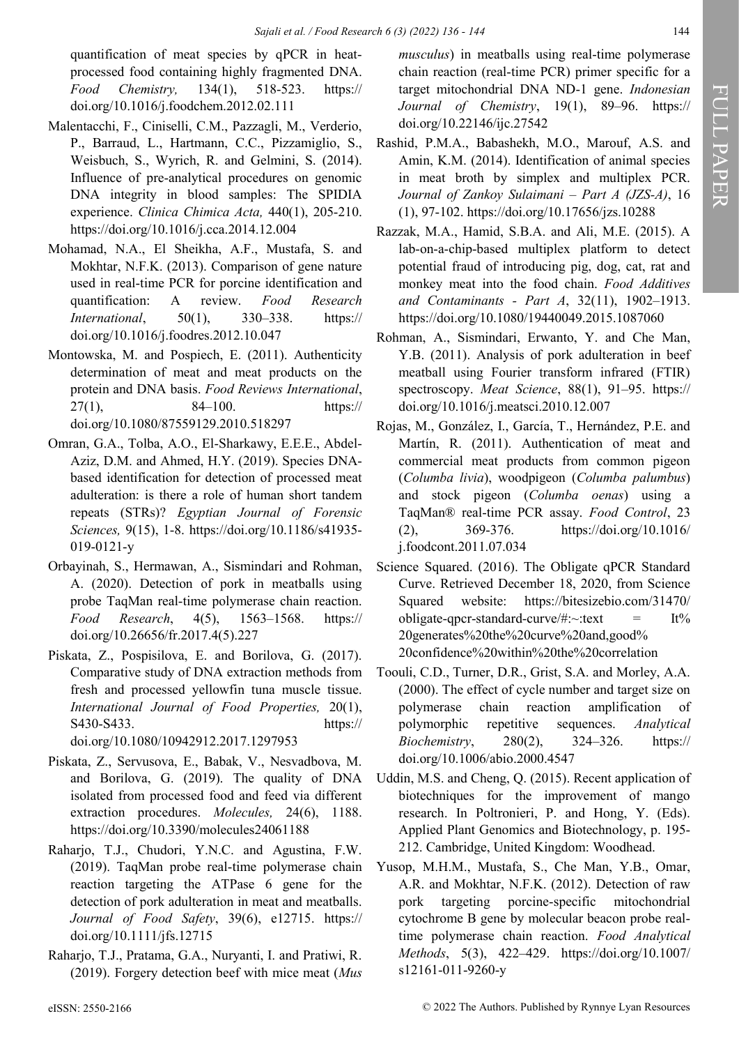quantification of meat species by qPCR in heat-processed food containing highly fragmented DNA. *Food Chemistry,* 134(1), 518-523. https://doi.org/10.1016/j.foodchem.2012.02.111

Malentacchi, F., Ciniselli, C.M., Pazzagli, M., Verderio, P., Barraud, L., Hartmann, C.C., Pizzamiglio, S., Weisbuch, S., Wyrich, R. and Gelmini, S. (2014). Influence of pre-analytical procedures on genomic DNA integrity in blood samples: The SPIDIA experience. *Clinica Chimica Acta,* 440(1), 205-210. https://doi.org/10.1016/j.cca.2014.12.004

Mohamad, N.A., El Sheikha, A.F., Mustafa, S. and Mokhtar, N.F.K. (2013). Comparison of gene nature used in real-time PCR for porcine identification and quantification: A review. *Food Research International*, 50(1), 330–338. https://doi.org/10.1016/j.foodres.2012.10.047

Montowska, M. and Pospiech, E. (2011). Authenticity determination of meat and meat products on the protein and DNA basis. *Food Reviews International*, 27(1), 84–100. https://doi.org/10.1080/87559129.2010.518297

Omran, G.A., Tolba, A.O., El-Sharkawy, E.E.E., Abdel-Aziz, D.M. and Ahmed, H.Y. (2019). Species DNA-based identification for detection of processed meat adulteration: is there a role of human short tandem repeats (STRs)? *Egyptian Journal of Forensic Sciences,* 9(15), 1-8. https://doi.org/10.1186/s41935-019-0121-y

Orbayinah, S., Hermawan, A., Sismindari and Rohman, A. (2020). Detection of pork in meatballs using probe TaqMan real-time polymerase chain reaction. *Food Research*, 4(5), 1563–1568. https://doi.org/10.26656/fr.2017.4(5).227

Piskata, Z., Pospisilova, E. and Borilova, G. (2017). Comparative study of DNA extraction methods from fresh and processed yellowfin tuna muscle tissue. *International Journal of Food Properties,* 20(1), S430-S433. https://doi.org/10.1080/10942912.2017.1297953

Piskata, Z., Servusova, E., Babak, V., Nesvadbova, M. and Borilova, G. (2019). The quality of DNA isolated from processed food and feed via different extraction procedures. *Molecules,* 24(6), 1188. https://doi.org/10.3390/molecules24061188

Raharjo, T.J., Chudori, Y.N.C. and Agustina, F.W. (2019). TaqMan probe real-time polymerase chain reaction targeting the ATPase 6 gene for the detection of pork adulteration in meat and meatballs. *Journal of Food Safety*, 39(6), e12715. https://doi.org/10.1111/jfs.12715

Raharjo, T.J., Pratama, G.A., Nuryanti, I. and Pratiwi, R. (2019). Forgery detection beef with mice meat (*Mus musculus*) in meatballs using real-time polymerase chain reaction (real-time PCR) primer specific for a target mitochondrial DNA ND-1 gene. *Indonesian Journal of Chemistry*, 19(1), 89–96. https://doi.org/10.22146/ijc.27542

Rashid, P.M.A., Babashekh, M.O., Marouf, A.S. and Amin, K.M. (2014). Identification of animal species in meat broth by simplex and multiplex PCR. *Journal of Zankoy Sulaimani – Part A (JZS-A)*, 16 (1), 97-102. https://doi.org/10.17656/jzs.10288

Razzak, M.A., Hamid, S.B.A. and Ali, M.E. (2015). A lab-on-a-chip-based multiplex platform to detect potential fraud of introducing pig, dog, cat, rat and monkey meat into the food chain. *Food Additives and Contaminants - Part A*, 32(11), 1902–1913. https://doi.org/10.1080/19440049.2015.1087060

Rohman, A., Sismindari, Erwanto, Y. and Che Man, Y.B. (2011). Analysis of pork adulteration in beef meatball using Fourier transform infrared (FTIR) spectroscopy. *Meat Science*, 88(1), 91–95. https://doi.org/10.1016/j.meatsci.2010.12.007

Rojas, M., González, I., García, T., Hernández, P.E. and Martín, R. (2011). Authentication of meat and commercial meat products from common pigeon (*Columba livia*), woodpigeon (*Columba palumbus*) and stock pigeon (*Columba oenas*) using a TaqMan® real-time PCR assay. *Food Control*, 23 (2), 369-376. https://doi.org/10.1016/j.foodcont.2011.07.034

Science Squared. (2016). The Obligate qPCR Standard Curve. Retrieved December 18, 2020, from Science Squared website: https://bitesizebio.com/31470/obligate-qpcr-standard-curve/#:~:text = It%20generates%20the%20curve%20and,good%20confidence%20within%20the%20correlation

Toouli, C.D., Turner, D.R., Grist, S.A. and Morley, A.A. (2000). The effect of cycle number and target size on polymerase chain reaction amplification of polymorphic repetitive sequences. *Analytical Biochemistry*, 280(2), 324–326. https://doi.org/10.1006/abio.2000.4547

Uddin, M.S. and Cheng, Q. (2015). Recent application of biotechniques for the improvement of mango research. In Poltronieri, P. and Hong, Y. (Eds). Applied Plant Genomics and Biotechnology, p. 195-212. Cambridge, United Kingdom: Woodhead.

Yusop, M.H.M., Mustafa, S., Che Man, Y.B., Omar, A.R. and Mokhtar, N.F.K. (2012). Detection of raw pork targeting porcine-specific mitochondrial cytochrome B gene by molecular beacon probe real-time polymerase chain reaction. *Food Analytical Methods*, 5(3), 422–429. https://doi.org/10.1007/s12161-011-9260-y